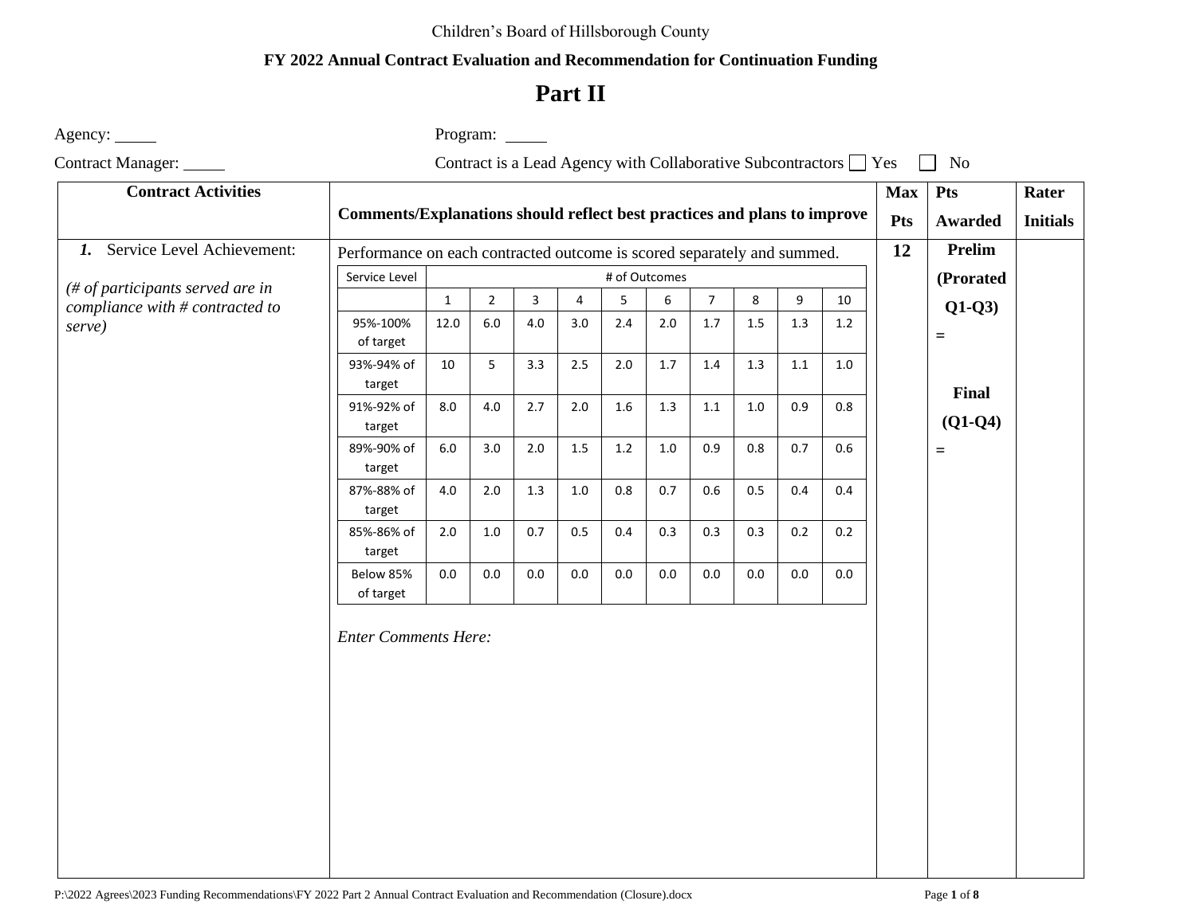Children's Board of Hillsborough County

**FY 2022 Annual Contract Evaluation and Recommendation for Continuation Funding**

# Part II

Agency: _____ Program: _____

Contract Manager: _____ Contract is a Lead Agency with Collaborative Subcontractors ☐ Yes ☐ No

| Contract Activities | Comments/Explanations should reflect best practices and plans to improve | Max Pts | Pts Awarded | Rater Initials |
|---|---|---|---|---|
| ***1.*** Service Level Achievement:<br><br>*(# of participants served are in compliance with # contracted to serve)* | Performance on each contracted outcome is scored separately and summed.<br><br>(see Service Level table below)<br><br>*Enter Comments Here:* | **12** | **Prelim (Prorated Q1-Q3) =**<br><br>**Final (Q1-Q4) =** | |

| Service Level | # of Outcomes | | | | | | | | | |
|---|---|---|---|---|---|---|---|---|---|---|
| | 1 | 2 | 3 | 4 | 5 | 6 | 7 | 8 | 9 | 10 |
| 95%-100% of target | 12.0 | 6.0 | 4.0 | 3.0 | 2.4 | 2.0 | 1.7 | 1.5 | 1.3 | 1.2 |
| 93%-94% of target | 10 | 5 | 3.3 | 2.5 | 2.0 | 1.7 | 1.4 | 1.3 | 1.1 | 1.0 |
| 91%-92% of target | 8.0 | 4.0 | 2.7 | 2.0 | 1.6 | 1.3 | 1.1 | 1.0 | 0.9 | 0.8 |
| 89%-90% of target | 6.0 | 3.0 | 2.0 | 1.5 | 1.2 | 1.0 | 0.9 | 0.8 | 0.7 | 0.6 |
| 87%-88% of target | 4.0 | 2.0 | 1.3 | 1.0 | 0.8 | 0.7 | 0.6 | 0.5 | 0.4 | 0.4 |
| 85%-86% of target | 2.0 | 1.0 | 0.7 | 0.5 | 0.4 | 0.3 | 0.3 | 0.3 | 0.2 | 0.2 |
| Below 85% of target | 0.0 | 0.0 | 0.0 | 0.0 | 0.0 | 0.0 | 0.0 | 0.0 | 0.0 | 0.0 |

P:\2022 Agrees\2023 Funding Recommendations\FY 2022 Part 2 Annual Contract Evaluation and Recommendation (Closure).docx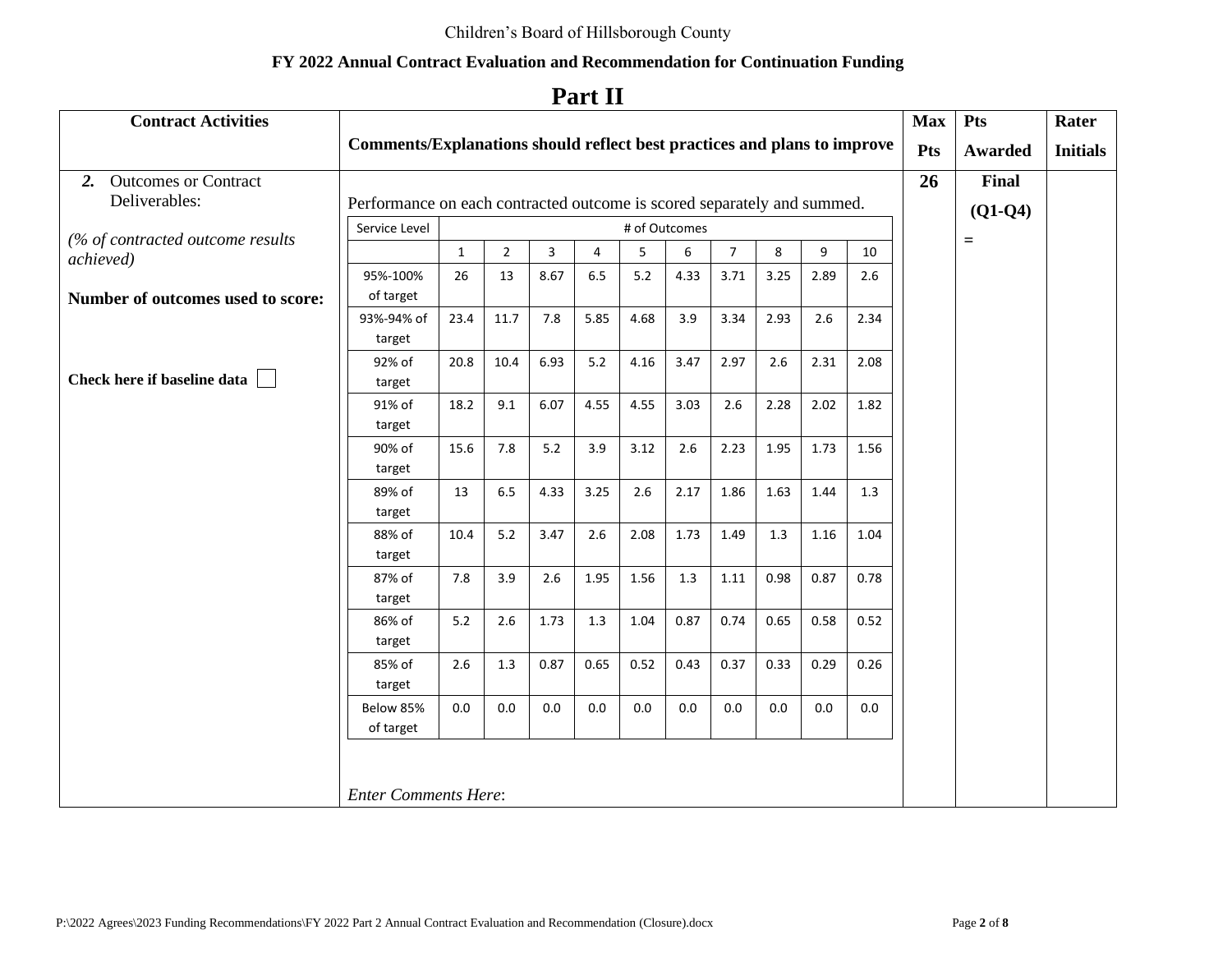Children's Board of Hillsborough County

**FY 2022 Annual Contract Evaluation and Recommendation for Continuation Funding**

# Part II

| Contract Activities | Comments/Explanations should reflect best practices and plans to improve | Max Pts | Pts Awarded | Rater Initials |
|---|---|---|---|---|
| ***2.*** Outcomes or Contract Deliverables:<br><br>*(% of contracted outcome results achieved)*<br><br>**Number of outcomes used to score:**<br><br>**Check here if baseline data** ☐ | Performance on each contracted outcome is scored separately and summed.<br><br>*Enter Comments Here*: | **26** | **Final (Q1-Q4)**<br>= | |

| Service Level | # of Outcomes | | | | | | | | | |
|---|---|---|---|---|---|---|---|---|---|---|
| | 1 | 2 | 3 | 4 | 5 | 6 | 7 | 8 | 9 | 10 |
| 95%-100% of target | 26 | 13 | 8.67 | 6.5 | 5.2 | 4.33 | 3.71 | 3.25 | 2.89 | 2.6 |
| 93%-94% of target | 23.4 | 11.7 | 7.8 | 5.85 | 4.68 | 3.9 | 3.34 | 2.93 | 2.6 | 2.34 |
| 92% of target | 20.8 | 10.4 | 6.93 | 5.2 | 4.16 | 3.47 | 2.97 | 2.6 | 2.31 | 2.08 |
| 91% of target | 18.2 | 9.1 | 6.07 | 4.55 | 4.55 | 3.03 | 2.6 | 2.28 | 2.02 | 1.82 |
| 90% of target | 15.6 | 7.8 | 5.2 | 3.9 | 3.12 | 2.6 | 2.23 | 1.95 | 1.73 | 1.56 |
| 89% of target | 13 | 6.5 | 4.33 | 3.25 | 2.6 | 2.17 | 1.86 | 1.63 | 1.44 | 1.3 |
| 88% of target | 10.4 | 5.2 | 3.47 | 2.6 | 2.08 | 1.73 | 1.49 | 1.3 | 1.16 | 1.04 |
| 87% of target | 7.8 | 3.9 | 2.6 | 1.95 | 1.56 | 1.3 | 1.11 | 0.98 | 0.87 | 0.78 |
| 86% of target | 5.2 | 2.6 | 1.73 | 1.3 | 1.04 | 0.87 | 0.74 | 0.65 | 0.58 | 0.52 |
| 85% of target | 2.6 | 1.3 | 0.87 | 0.65 | 0.52 | 0.43 | 0.37 | 0.33 | 0.29 | 0.26 |
| Below 85% of target | 0.0 | 0.0 | 0.0 | 0.0 | 0.0 | 0.0 | 0.0 | 0.0 | 0.0 | 0.0 |

P:\2022 Agrees\2023 Funding Recommendations\FY 2022 Part 2 Annual Contract Evaluation and Recommendation (Closure).docx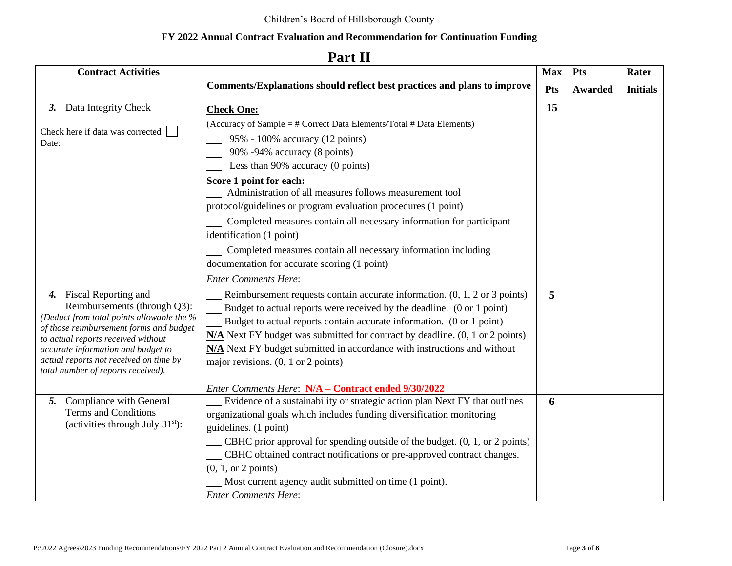Children's Board of Hillsborough County

**FY 2022 Annual Contract Evaluation and Recommendation for Continuation Funding**

# Part II

| Contract Activities | Comments/Explanations should reflect best practices and plans to improve | Max Pts | Pts Awarded | Rater Initials |
|---|---|---|---|---|
| ***3.*** Data Integrity Check<br><br>Check here if data was corrected ☐<br>Date: | **Check One:**<br>(Accuracy of Sample = # Correct Data Elements/Total # Data Elements)<br>___ 95% - 100% accuracy (12 points)<br>___ 90% -94% accuracy (8 points)<br>___ Less than 90% accuracy (0 points)<br>**Score 1 point for each:**<br>___ Administration of all measures follows measurement tool protocol/guidelines or program evaluation procedures (1 point)<br>___ Completed measures contain all necessary information for participant identification (1 point)<br>___ Completed measures contain all necessary information including documentation for accurate scoring (1 point)<br>*Enter Comments Here*: | **15** | | |
| ***4.*** Fiscal Reporting and Reimbursements (through Q3): *(Deduct from total points allowable the % of those reimbursement forms and budget to actual reports received without accurate information and budget to actual reports not received on time by total number of reports received).* | ___ Reimbursement requests contain accurate information. (0, 1, 2 or 3 points)<br>___ Budget to actual reports were received by the deadline. (0 or 1 point)<br>___ Budget to actual reports contain accurate information. (0 or 1 point)<br>**N/A** Next FY budget was submitted for contract by deadline. (0, 1 or 2 points)<br>**N/A** Next FY budget submitted in accordance with instructions and without major revisions. (0, 1 or 2 points)<br><br>*Enter Comments Here*: **N/A – Contract ended 9/30/2022** | **5** | | |
| ***5.*** Compliance with General Terms and Conditions (activities through July 31st): | ___ Evidence of a sustainability or strategic action plan Next FY that outlines organizational goals which includes funding diversification monitoring guidelines. (1 point)<br>___ CBHC prior approval for spending outside of the budget. (0, 1, or 2 points)<br>___ CBHC obtained contract notifications or pre-approved contract changes. (0, 1, or 2 points)<br>___ Most current agency audit submitted on time (1 point).<br>*Enter Comments Here*: | **6** | | |

P:\2022 Agrees\2023 Funding Recommendations\FY 2022 Part 2 Annual Contract Evaluation and Recommendation (Closure).docx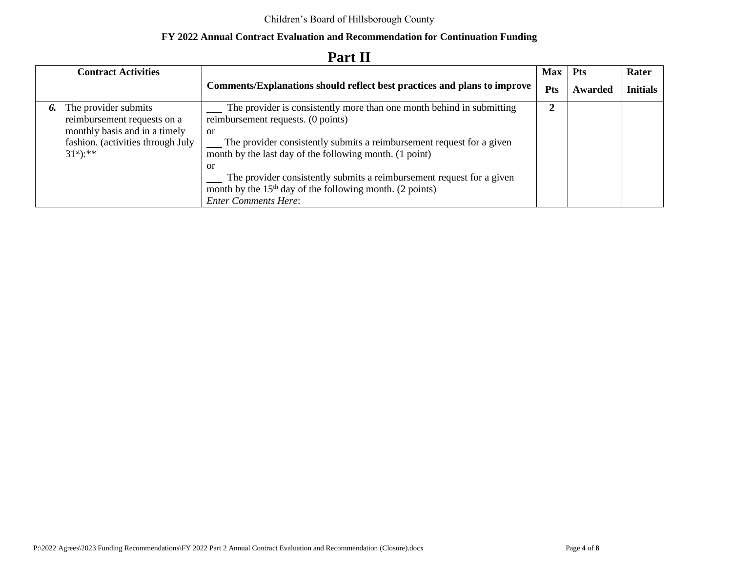Children's Board of Hillsborough County

**FY 2022 Annual Contract Evaluation and Recommendation for Continuation Funding**

# Part II

| Contract Activities | Comments/Explanations should reflect best practices and plans to improve | Max Pts | Pts Awarded | Rater Initials |
|---|---|---|---|---|
| ***6.*** The provider submits reimbursement requests on a monthly basis and in a timely fashion. (activities through July 31st):** | ___ The provider is consistently more than one month behind in submitting reimbursement requests. (0 points)<br>or<br>___ The provider consistently submits a reimbursement request for a given month by the last day of the following month. (1 point)<br>or<br>___ The provider consistently submits a reimbursement request for a given month by the 15th day of the following month. (2 points)<br>*Enter Comments Here*: | **2** | | |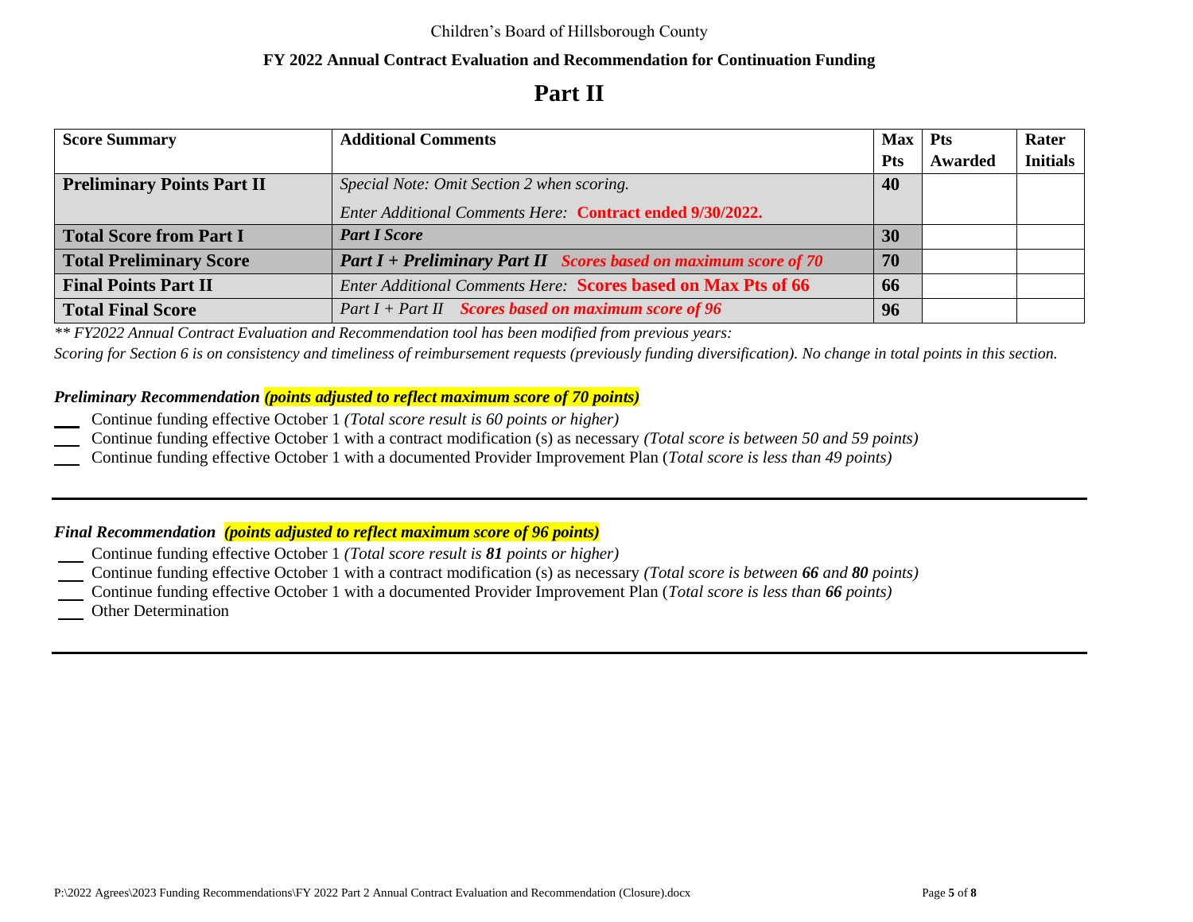Children's Board of Hillsborough County

**FY 2022 Annual Contract Evaluation and Recommendation for Continuation Funding**

# Part II

| Score Summary | Additional Comments | Max Pts | Pts Awarded | Rater Initials |
|---|---|---|---|---|
| **Preliminary Points Part II** | *Special Note: Omit Section 2 when scoring.*<br>*Enter Additional Comments Here:* **Contract ended 9/30/2022.** | **40** | | |
| **Total Score from Part I** | ***Part I Score*** | **30** | | |
| **Total Preliminary Score** | ***Part I + Preliminary Part II*** ***Scores based on maximum score of 70*** | **70** | | |
| **Final Points Part II** | *Enter Additional Comments Here:* **Scores based on Max Pts of 66** | **66** | | |
| **Total Final Score** | *Part I + Part II* ***Scores based on maximum score of 96*** | **96** | | |

*\*\* FY2022 Annual Contract Evaluation and Recommendation tool has been modified from previous years:*
*Scoring for Section 6 is on consistency and timeliness of reimbursement requests (previously funding diversification). No change in total points in this section.*

***Preliminary Recommendation*** ***(points adjusted to reflect maximum score of 70 points)***

___ Continue funding effective October 1 *(Total score result is 60 points or higher)*
___ Continue funding effective October 1 with a contract modification (s) as necessary *(Total score is between 50 and 59 points)*
___ Continue funding effective October 1 with a documented Provider Improvement Plan (*Total score is less than 49 points)*

---

***Final Recommendation*** ***(points adjusted to reflect maximum score of 96 points)***

___ Continue funding effective October 1 *(Total score result is **81** points or higher)*
___ Continue funding effective October 1 with a contract modification (s) as necessary *(Total score is between **66** and **80** points)*
___ Continue funding effective October 1 with a documented Provider Improvement Plan (*Total score is less than **66** points)*
___ Other Determination

---

P:\2022 Agrees\2023 Funding Recommendations\FY 2022 Part 2 Annual Contract Evaluation and Recommendation (Closure).docx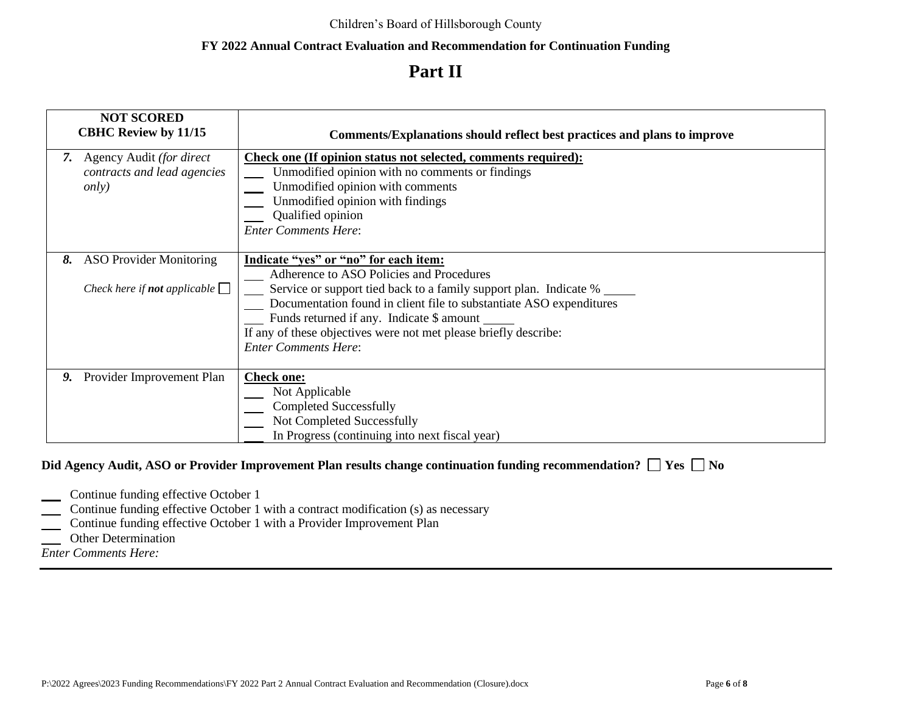Children's Board of Hillsborough County

**FY 2022 Annual Contract Evaluation and Recommendation for Continuation Funding**

# Part II

| **NOT SCORED**<br>**CBHC Review by 11/15** | **Comments/Explanations should reflect best practices and plans to improve** |
|---|---|
| ***7.*** Agency Audit *(for direct contracts and lead agencies only)* | **Check one (If opinion status not selected, comments required):**<br>___ Unmodified opinion with no comments or findings<br>___ Unmodified opinion with comments<br>___ Unmodified opinion with findings<br>___ Qualified opinion<br>*Enter Comments Here*: |
| ***8.*** ASO Provider Monitoring<br><br>*Check here if **not** applicable* ☐ | **Indicate "yes" or "no" for each item:**<br>___ Adherence to ASO Policies and Procedures<br>___ Service or support tied back to a family support plan. Indicate % _____<br>___ Documentation found in client file to substantiate ASO expenditures<br>___ Funds returned if any. Indicate $ amount _____<br>If any of these objectives were not met please briefly describe:<br>*Enter Comments Here*: |
| ***9.*** Provider Improvement Plan | **Check one:**<br>___ Not Applicable<br>___ Completed Successfully<br>___ Not Completed Successfully<br>___ In Progress (continuing into next fiscal year) |

**Did Agency Audit, ASO or Provider Improvement Plan results change continuation funding recommendation?** ☐ **Yes** ☐ **No**

___ Continue funding effective October 1
___ Continue funding effective October 1 with a contract modification (s) as necessary
___ Continue funding effective October 1 with a Provider Improvement Plan
___ Other Determination
*Enter Comments Here:*

P:\2022 Agrees\2023 Funding Recommendations\FY 2022 Part 2 Annual Contract Evaluation and Recommendation (Closure).docx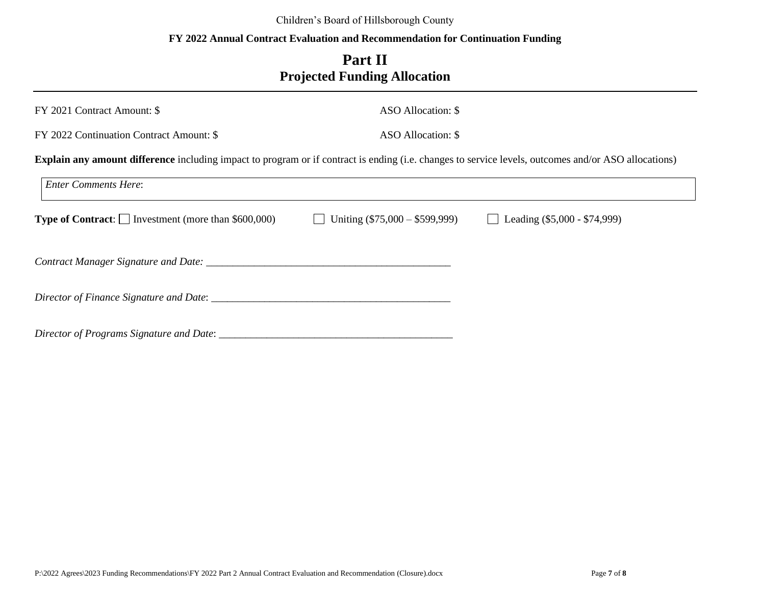Children's Board of Hillsborough County

**FY 2022 Annual Contract Evaluation and Recommendation for Continuation Funding**

# Part II
# Projected Funding Allocation

FY 2021 Contract Amount: $ ASO Allocation: $

FY 2022 Continuation Contract Amount: $ ASO Allocation: $

**Explain any amount difference** including impact to program or if contract is ending (i.e. changes to service levels, outcomes and/or ASO allocations)

| *Enter Comments Here*: |
|---|

**Type of Contract**: ☐ Investment (more than $600,000) ☐ Uniting ($75,000 – $599,999) ☐ Leading ($5,000 - $74,999)

*Contract Manager Signature and Date:* _______________________________________________

*Director of Finance Signature and Date*: _______________________________________________

*Director of Programs Signature and Date*: _______________________________________________

P:\2022 Agrees\2023 Funding Recommendations\FY 2022 Part 2 Annual Contract Evaluation and Recommendation (Closure).docx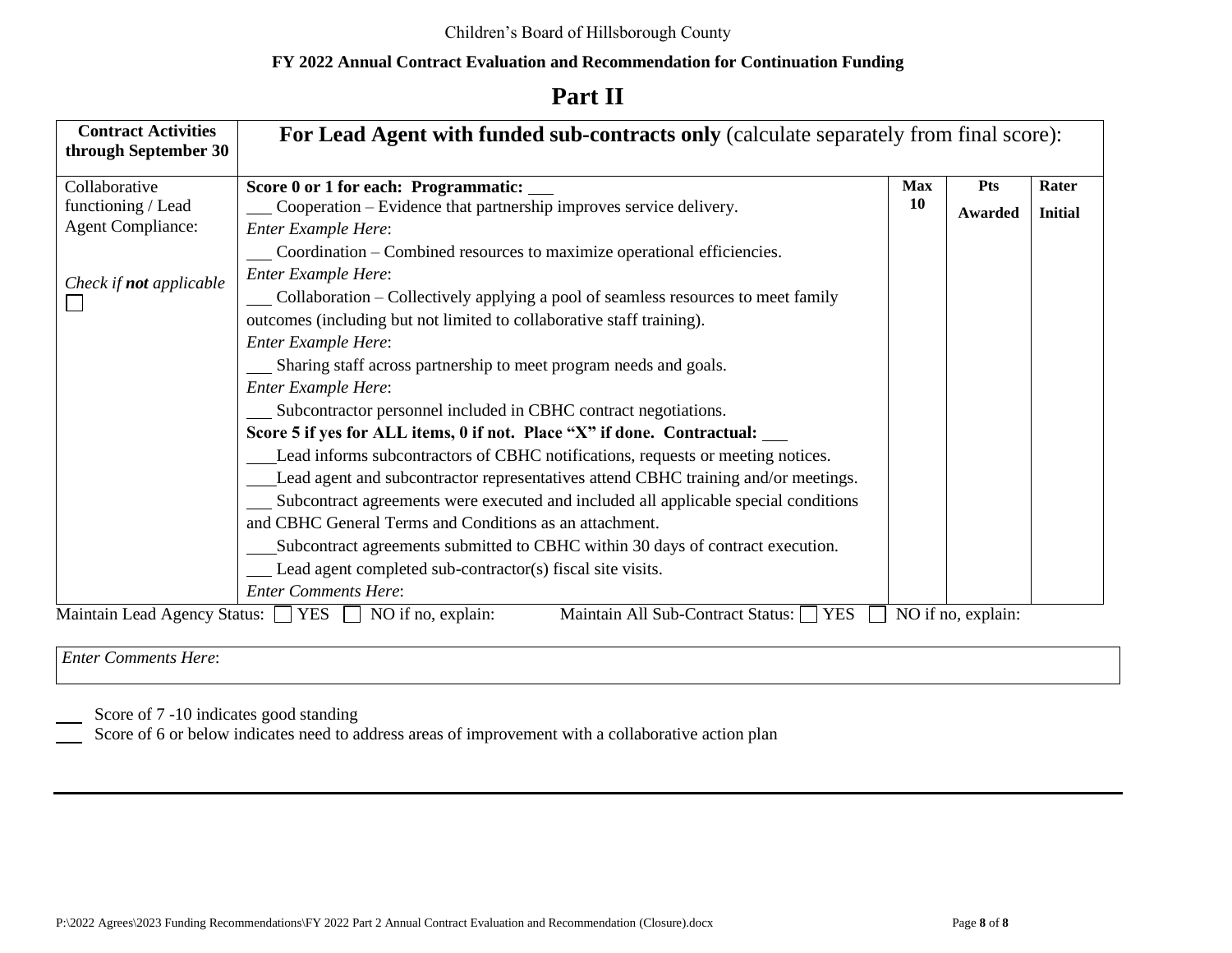Children's Board of Hillsborough County

**FY 2022 Annual Contract Evaluation and Recommendation for Continuation Funding**

# Part II

| Contract Activities through September 30 | For Lead Agent with funded sub-contracts only (calculate separately from final score): | | | |
|---|---|---|---|---|
| Collaborative functioning / Lead Agent Compliance:<br><br>*Check if **not** applicable* ☐ | **Score 0 or 1 for each: Programmatic:** ___<br>___ Cooperation – Evidence that partnership improves service delivery.<br>*Enter Example Here*:<br>___ Coordination – Combined resources to maximize operational efficiencies.<br>*Enter Example Here*:<br>___ Collaboration – Collectively applying a pool of seamless resources to meet family outcomes (including but not limited to collaborative staff training).<br>*Enter Example Here*:<br>___ Sharing staff across partnership to meet program needs and goals.<br>*Enter Example Here*:<br>___ Subcontractor personnel included in CBHC contract negotiations.<br>**Score 5 if yes for ALL items, 0 if not. Place "X" if done. Contractual:** ___<br>___Lead informs subcontractors of CBHC notifications, requests or meeting notices.<br>___Lead agent and subcontractor representatives attend CBHC training and/or meetings.<br>___ Subcontract agreements were executed and included all applicable special conditions and CBHC General Terms and Conditions as an attachment.<br>___Subcontract agreements submitted to CBHC within 30 days of contract execution.<br>___ Lead agent completed sub-contractor(s) fiscal site visits.<br>*Enter Comments Here*: | **Max 10** | **Pts Awarded** | **Rater Initial** |

Maintain Lead Agency Status: ☐ YES ☐ NO if no, explain: Maintain All Sub-Contract Status: ☐ YES ☐ NO if no, explain:

| |
|---|
| *Enter Comments Here*: |

___ Score of 7 -10 indicates good standing

___ Score of 6 or below indicates need to address areas of improvement with a collaborative action plan

P:\2022 Agrees\2023 Funding Recommendations\FY 2022 Part 2 Annual Contract Evaluation and Recommendation (Closure).docx